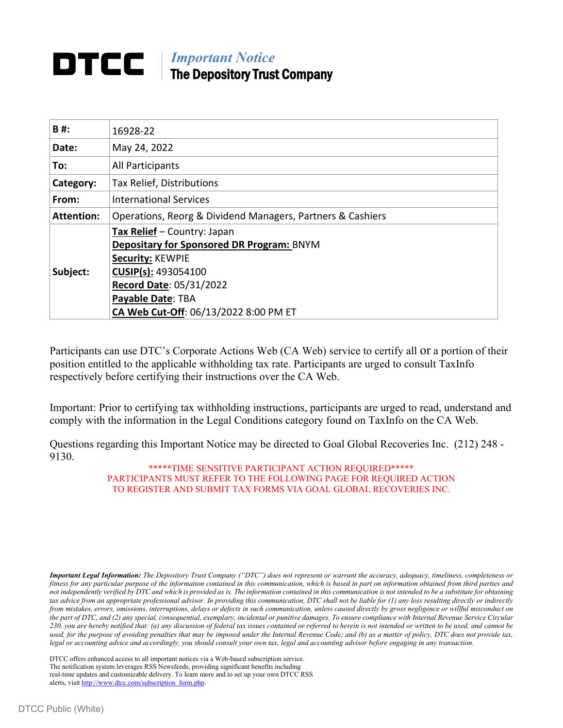# DTCC

*Important Notice*

**The Depository Trust Company**

| **B #:** | 16928-22 |
|---|---|
| **Date:** | May 24, 2022 |
| **To:** | All Participants |
| **Category:** | Tax Relief, Distributions |
| **From:** | International Services |
| **Attention:** | Operations, Reorg & Dividend Managers, Partners & Cashiers |
| **Subject:** | **Tax Relief** – Country: Japan<br>**Depositary for Sponsored DR Program:** BNYM<br>**Security:** KEWPIE<br>**CUSIP(s):** 493054100<br>**Record Date**: 05/31/2022<br>**Payable Date**: TBA<br>**CA Web Cut-Off**: 06/13/2022 8:00 PM ET |

Participants can use DTC's Corporate Actions Web (CA Web) service to certify all or a portion of their position entitled to the applicable withholding tax rate. Participants are urged to consult TaxInfo respectively before certifying their instructions over the CA Web.

Important: Prior to certifying tax withholding instructions, participants are urged to read, understand and comply with the information in the Legal Conditions category found on TaxInfo on the CA Web.

Questions regarding this Important Notice may be directed to Goal Global Recoveries Inc. (212) 248 - 9130.

*****TIME SENSITIVE PARTICIPANT ACTION REQUIRED*****
PARTICIPANTS MUST REFER TO THE FOLLOWING PAGE FOR REQUIRED ACTION
TO REGISTER AND SUBMIT TAX FORMS VIA GOAL GLOBAL RECOVERIES INC.

***Important Legal Information:*** *The Depository Trust Company ("DTC") does not represent or warrant the accuracy, adequacy, timeliness, completeness or fitness for any particular purpose of the information contained in this communication, which is based in part on information obtained from third parties and not independently verified by DTC and which is provided as is. The information contained in this communication is not intended to be a substitute for obtaining tax advice from an appropriate professional advisor. In providing this communication, DTC shall not be liable for (1) any loss resulting directly or indirectly from mistakes, errors, omissions, interruptions, delays or defects in such communication, unless caused directly by gross negligence or willful misconduct on the part of DTC, and (2) any special, consequential, exemplary, incidental or punitive damages. To ensure compliance with Internal Revenue Service Circular 230, you are hereby notified that: (a) any discussion of federal tax issues contained or referred to herein is not intended or written to be used, and cannot be used, for the purpose of avoiding penalties that may be imposed under the Internal Revenue Code; and (b) as a matter of policy, DTC does not provide tax, legal or accounting advice and accordingly, you should consult your own tax, legal and accounting advisor before engaging in any transaction.*

DTCC offers enhanced access to all important notices via a Web-based subscription service. The notification system leverages RSS Newsfeeds, providing significant benefits including real-time updates and customizable delivery. To learn more and to set up your own DTCC RSS alerts, visit http://www.dtcc.com/subscription_form.php.

DTCC Public (White)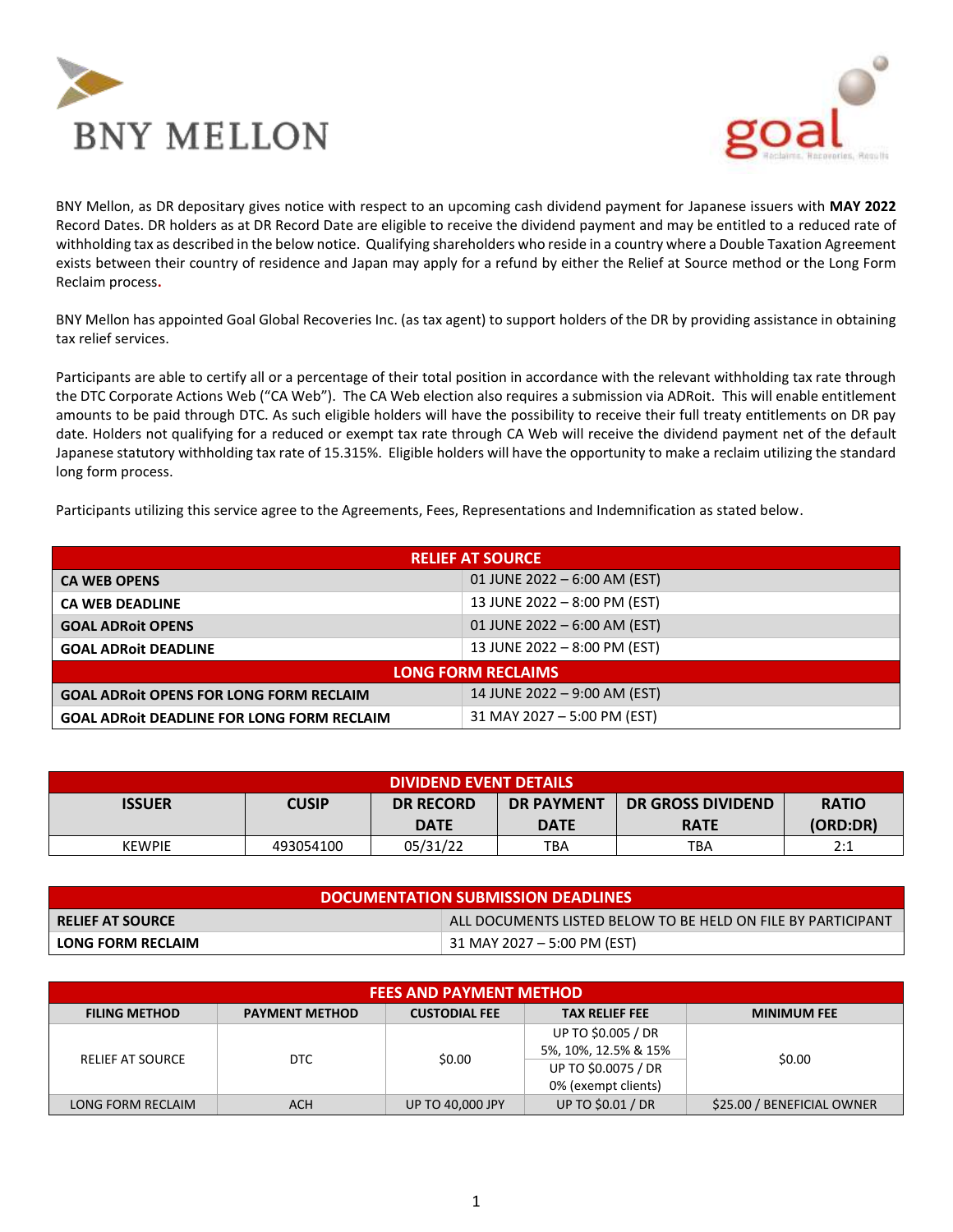BNY MELLON

goal

BNY Mellon, as DR depositary gives notice with respect to an upcoming cash dividend payment for Japanese issuers with **MAY 2022** Record Dates. DR holders as at DR Record Date are eligible to receive the dividend payment and may be entitled to a reduced rate of withholding tax as described in the below notice. Qualifying shareholders who reside in a country where a Double Taxation Agreement exists between their country of residence and Japan may apply for a refund by either the Relief at Source method or the Long Form Reclaim process.

BNY Mellon has appointed Goal Global Recoveries Inc. (as tax agent) to support holders of the DR by providing assistance in obtaining tax relief services.

Participants are able to certify all or a percentage of their total position in accordance with the relevant withholding tax rate through the DTC Corporate Actions Web ("CA Web"). The CA Web election also requires a submission via ADRoit. This will enable entitlement amounts to be paid through DTC. As such eligible holders will have the possibility to receive their full treaty entitlements on DR pay date. Holders not qualifying for a reduced or exempt tax rate through CA Web will receive the dividend payment net of the default Japanese statutory withholding tax rate of 15.315%. Eligible holders will have the opportunity to make a reclaim utilizing the standard long form process.

Participants utilizing this service agree to the Agreements, Fees, Representations and Indemnification as stated below.

| RELIEF AT SOURCE | |
|---|---|
| **CA WEB OPENS** | 01 JUNE 2022 – 6:00 AM (EST) |
| **CA WEB DEADLINE** | 13 JUNE 2022 – 8:00 PM (EST) |
| **GOAL ADRoit OPENS** | 01 JUNE 2022 – 6:00 AM (EST) |
| **GOAL ADRoit DEADLINE** | 13 JUNE 2022 – 8:00 PM (EST) |
| **LONG FORM RECLAIMS** | |
| **GOAL ADRoit OPENS FOR LONG FORM RECLAIM** | 14 JUNE 2022 – 9:00 AM (EST) |
| **GOAL ADRoit DEADLINE FOR LONG FORM RECLAIM** | 31 MAY 2027 – 5:00 PM (EST) |

| DIVIDEND EVENT DETAILS | | | | | |
|---|---|---|---|---|---|
| **ISSUER** | **CUSIP** | **DR RECORD DATE** | **DR PAYMENT DATE** | **DR GROSS DIVIDEND RATE** | **RATIO (ORD:DR)** |
| KEWPIE | 493054100 | 05/31/22 | TBA | TBA | 2:1 |

| DOCUMENTATION SUBMISSION DEADLINES | |
|---|---|
| **RELIEF AT SOURCE** | ALL DOCUMENTS LISTED BELOW TO BE HELD ON FILE BY PARTICIPANT |
| **LONG FORM RECLAIM** | 31 MAY 2027 – 5:00 PM (EST) |

| FEES AND PAYMENT METHOD | | | | |
|---|---|---|---|---|
| **FILING METHOD** | **PAYMENT METHOD** | **CUSTODIAL FEE** | **TAX RELIEF FEE** | **MINIMUM FEE** |
| RELIEF AT SOURCE | DTC | $0.00 | UP TO $0.005 / DR 5%, 10%, 12.5% & 15% | $0.00 |
| | | | UP TO $0.0075 / DR 0% (exempt clients) | |
| LONG FORM RECLAIM | ACH | UP TO 40,000 JPY | UP TO $0.01 / DR | $25.00 / BENEFICIAL OWNER |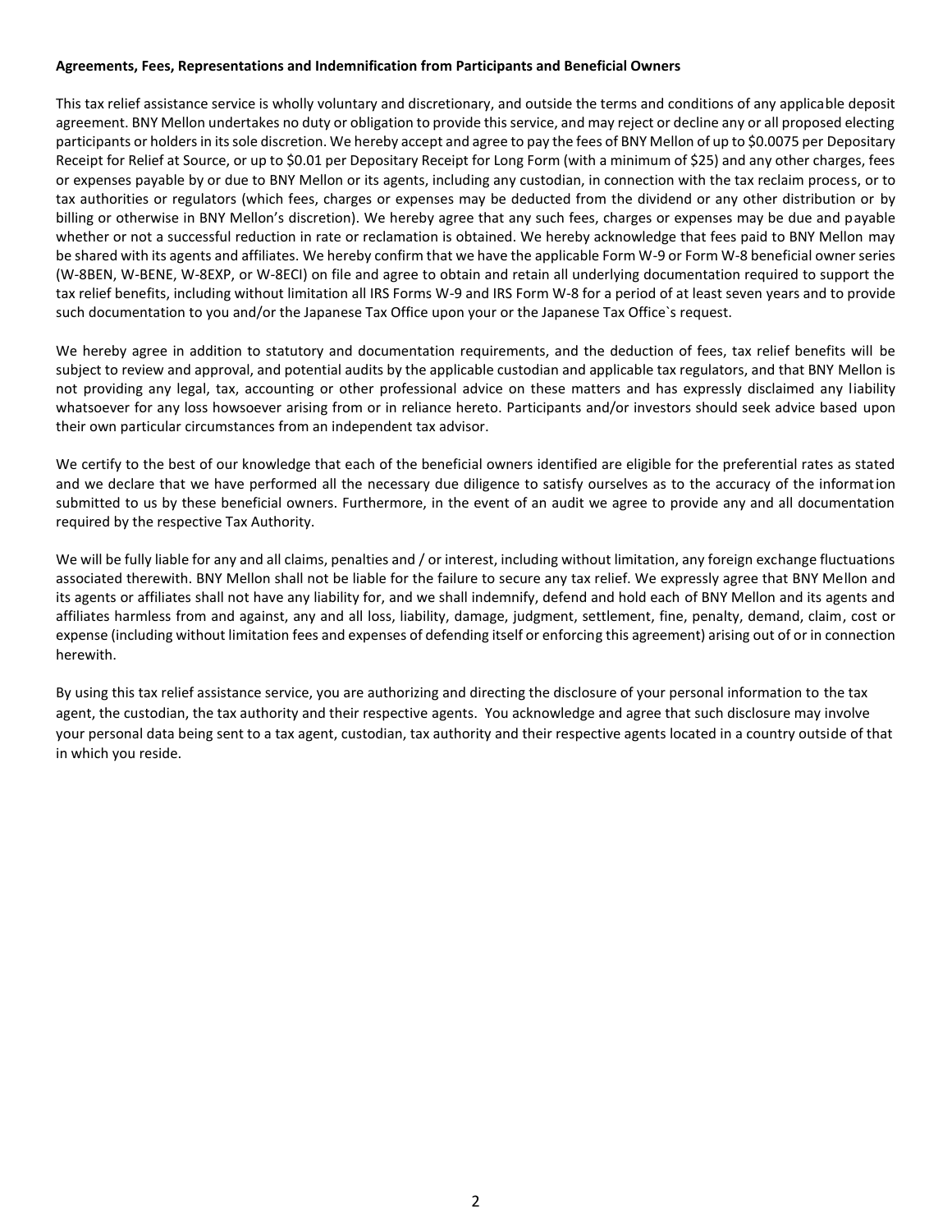**Agreements, Fees, Representations and Indemnification from Participants and Beneficial Owners**

This tax relief assistance service is wholly voluntary and discretionary, and outside the terms and conditions of any applicable deposit agreement. BNY Mellon undertakes no duty or obligation to provide this service, and may reject or decline any or all proposed electing participants or holders in its sole discretion. We hereby accept and agree to pay the fees of BNY Mellon of up to $0.0075 per Depositary Receipt for Relief at Source, or up to $0.01 per Depositary Receipt for Long Form (with a minimum of $25) and any other charges, fees or expenses payable by or due to BNY Mellon or its agents, including any custodian, in connection with the tax reclaim process, or to tax authorities or regulators (which fees, charges or expenses may be deducted from the dividend or any other distribution or by billing or otherwise in BNY Mellon's discretion). We hereby agree that any such fees, charges or expenses may be due and payable whether or not a successful reduction in rate or reclamation is obtained. We hereby acknowledge that fees paid to BNY Mellon may be shared with its agents and affiliates. We hereby confirm that we have the applicable Form W-9 or Form W-8 beneficial owner series (W-8BEN, W-BENE, W-8EXP, or W-8ECI) on file and agree to obtain and retain all underlying documentation required to support the tax relief benefits, including without limitation all IRS Forms W-9 and IRS Form W-8 for a period of at least seven years and to provide such documentation to you and/or the Japanese Tax Office upon your or the Japanese Tax Office`s request.

We hereby agree in addition to statutory and documentation requirements, and the deduction of fees, tax relief benefits will be subject to review and approval, and potential audits by the applicable custodian and applicable tax regulators, and that BNY Mellon is not providing any legal, tax, accounting or other professional advice on these matters and has expressly disclaimed any liability whatsoever for any loss howsoever arising from or in reliance hereto. Participants and/or investors should seek advice based upon their own particular circumstances from an independent tax advisor.

We certify to the best of our knowledge that each of the beneficial owners identified are eligible for the preferential rates as stated and we declare that we have performed all the necessary due diligence to satisfy ourselves as to the accuracy of the information submitted to us by these beneficial owners. Furthermore, in the event of an audit we agree to provide any and all documentation required by the respective Tax Authority.

We will be fully liable for any and all claims, penalties and / or interest, including without limitation, any foreign exchange fluctuations associated therewith. BNY Mellon shall not be liable for the failure to secure any tax relief. We expressly agree that BNY Mellon and its agents or affiliates shall not have any liability for, and we shall indemnify, defend and hold each of BNY Mellon and its agents and affiliates harmless from and against, any and all loss, liability, damage, judgment, settlement, fine, penalty, demand, claim, cost or expense (including without limitation fees and expenses of defending itself or enforcing this agreement) arising out of or in connection herewith.

By using this tax relief assistance service, you are authorizing and directing the disclosure of your personal information to the tax agent, the custodian, the tax authority and their respective agents. You acknowledge and agree that such disclosure may involve your personal data being sent to a tax agent, custodian, tax authority and their respective agents located in a country outside of that in which you reside.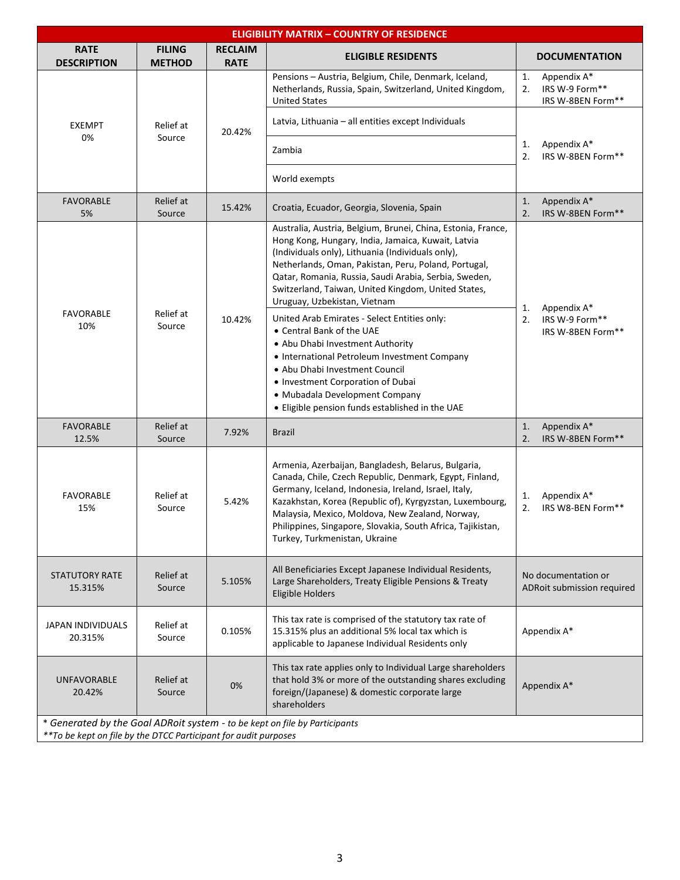| ELIGIBILITY MATRIX – COUNTRY OF RESIDENCE | | | | |
|---|---|---|---|---|
| **RATE DESCRIPTION** | **FILING METHOD** | **RECLAIM RATE** | **ELIGIBLE RESIDENTS** | **DOCUMENTATION** |
| EXEMPT 0% | Relief at Source | 20.42% | Pensions – Austria, Belgium, Chile, Denmark, Iceland, Netherlands, Russia, Spain, Switzerland, United Kingdom, United States | 1. Appendix A* 2. IRS W-9 Form** IRS W-8BEN Form** |
| | | | Latvia, Lithuania – all entities except Individuals | 1. Appendix A* 2. IRS W-8BEN Form** |
| | | | Zambia | |
| | | | World exempts | |
| FAVORABLE 5% | Relief at Source | 15.42% | Croatia, Ecuador, Georgia, Slovenia, Spain | 1. Appendix A* 2. IRS W-8BEN Form** |
| FAVORABLE 10% | Relief at Source | 10.42% | Australia, Austria, Belgium, Brunei, China, Estonia, France, Hong Kong, Hungary, India, Jamaica, Kuwait, Latvia (Individuals only), Lithuania (Individuals only), Netherlands, Oman, Pakistan, Peru, Poland, Portugal, Qatar, Romania, Russia, Saudi Arabia, Serbia, Sweden, Switzerland, Taiwan, United Kingdom, United States, Uruguay, Uzbekistan, Vietnam | 1. Appendix A* 2. IRS W-9 Form** IRS W-8BEN Form** |
| | | | United Arab Emirates - Select Entities only: • Central Bank of the UAE • Abu Dhabi Investment Authority • International Petroleum Investment Company • Abu Dhabi Investment Council • Investment Corporation of Dubai • Mubadala Development Company • Eligible pension funds established in the UAE | |
| FAVORABLE 12.5% | Relief at Source | 7.92% | Brazil | 1. Appendix A* 2. IRS W-8BEN Form** |
| FAVORABLE 15% | Relief at Source | 5.42% | Armenia, Azerbaijan, Bangladesh, Belarus, Bulgaria, Canada, Chile, Czech Republic, Denmark, Egypt, Finland, Germany, Iceland, Indonesia, Ireland, Israel, Italy, Kazakhstan, Korea (Republic of), Kyrgyzstan, Luxembourg, Malaysia, Mexico, Moldova, New Zealand, Norway, Philippines, Singapore, Slovakia, South Africa, Tajikistan, Turkey, Turkmenistan, Ukraine | 1. Appendix A* 2. IRS W8-BEN Form** |
| STATUTORY RATE 15.315% | Relief at Source | 5.105% | All Beneficiaries Except Japanese Individual Residents, Large Shareholders, Treaty Eligible Pensions & Treaty Eligible Holders | No documentation or ADRoit submission required |
| JAPAN INDIVIDUALS 20.315% | Relief at Source | 0.105% | This tax rate is comprised of the statutory tax rate of 15.315% plus an additional 5% local tax which is applicable to Japanese Individual Residents only | Appendix A* |
| UNFAVORABLE 20.42% | Relief at Source | 0% | This tax rate applies only to Individual Large shareholders that hold 3% or more of the outstanding shares excluding foreign/(Japanese) & domestic corporate large shareholders | Appendix A* |

*\* Generated by the Goal ADRoit system - to be kept on file by Participants*
*\*\*To be kept on file by the DTCC Participant for audit purposes*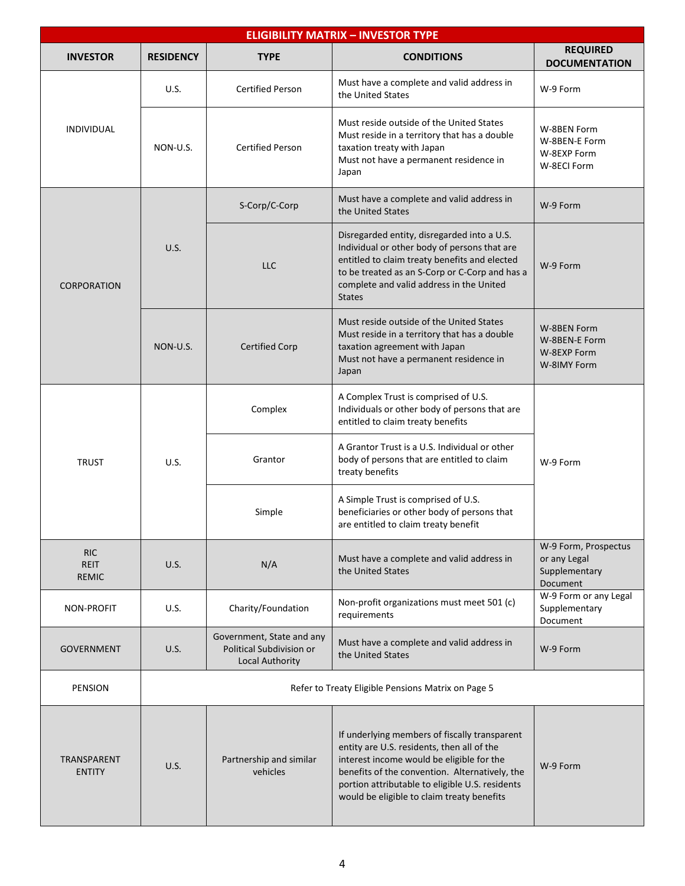| ELIGIBILITY MATRIX – INVESTOR TYPE | | | | |
|---|---|---|---|---|
| **INVESTOR** | **RESIDENCY** | **TYPE** | **CONDITIONS** | **REQUIRED DOCUMENTATION** |
| INDIVIDUAL | U.S. | Certified Person | Must have a complete and valid address in the United States | W-9 Form |
| | NON-U.S. | Certified Person | Must reside outside of the United States<br>Must reside in a territory that has a double taxation treaty with Japan<br>Must not have a permanent residence in Japan | W-8BEN Form<br>W-8BEN-E Form<br>W-8EXP Form<br>W-8ECI Form |
| CORPORATION | U.S. | S-Corp/C-Corp | Must have a complete and valid address in the United States | W-9 Form |
| | | LLC | Disregarded entity, disregarded into a U.S. Individual or other body of persons that are entitled to claim treaty benefits and elected to be treated as an S-Corp or C-Corp and has a complete and valid address in the United States | W-9 Form |
| | NON-U.S. | Certified Corp | Must reside outside of the United States<br>Must reside in a territory that has a double taxation agreement with Japan<br>Must not have a permanent residence in Japan | W-8BEN Form<br>W-8BEN-E Form<br>W-8EXP Form<br>W-8IMY Form |
| TRUST | U.S. | Complex | A Complex Trust is comprised of U.S. Individuals or other body of persons that are entitled to claim treaty benefits | W-9 Form |
| | | Grantor | A Grantor Trust is a U.S. Individual or other body of persons that are entitled to claim treaty benefits | |
| | | Simple | A Simple Trust is comprised of U.S. beneficiaries or other body of persons that are entitled to claim treaty benefit | |
| RIC<br>REIT<br>REMIC | U.S. | N/A | Must have a complete and valid address in the United States | W-9 Form, Prospectus or any Legal Supplementary Document |
| NON-PROFIT | U.S. | Charity/Foundation | Non-profit organizations must meet 501 (c) requirements | W-9 Form or any Legal Supplementary Document |
| GOVERNMENT | U.S. | Government, State and any Political Subdivision or Local Authority | Must have a complete and valid address in the United States | W-9 Form |
| PENSION | Refer to Treaty Eligible Pensions Matrix on Page 5 | | | |
| TRANSPARENT ENTITY | U.S. | Partnership and similar vehicles | If underlying members of fiscally transparent entity are U.S. residents, then all of the interest income would be eligible for the benefits of the convention. Alternatively, the portion attributable to eligible U.S. residents would be eligible to claim treaty benefits | W-9 Form |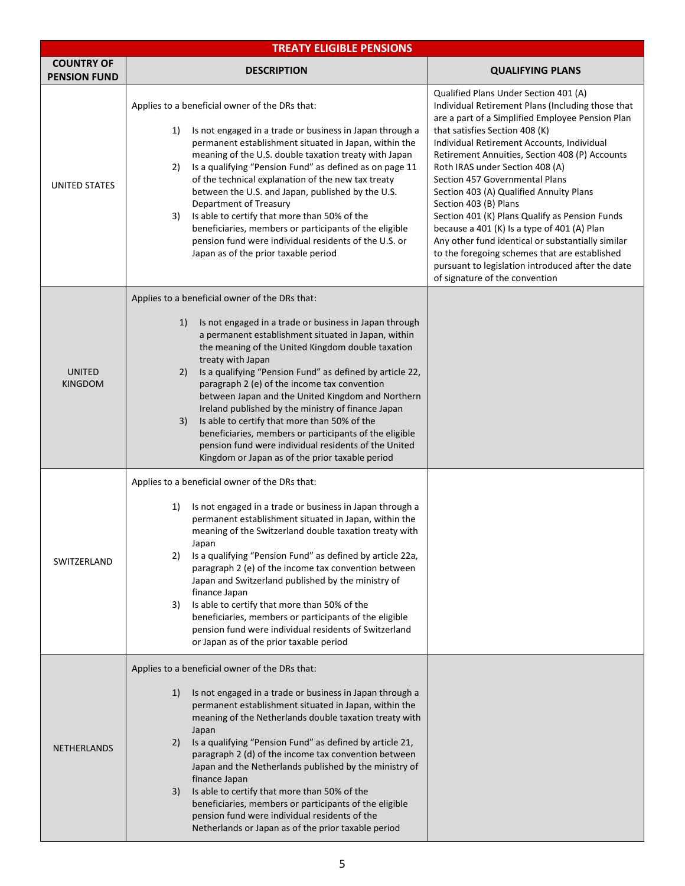| TREATY ELIGIBLE PENSIONS | | |
|---|---|---|
| **COUNTRY OF PENSION FUND** | **DESCRIPTION** | **QUALIFYING PLANS** |
| UNITED STATES | Applies to a beneficial owner of the DRs that:<br><br>1) Is not engaged in a trade or business in Japan through a permanent establishment situated in Japan, within the meaning of the U.S. double taxation treaty with Japan<br>2) Is a qualifying "Pension Fund" as defined as on page 11 of the technical explanation of the new tax treaty between the U.S. and Japan, published by the U.S. Department of Treasury<br>3) Is able to certify that more than 50% of the beneficiaries, members or participants of the eligible pension fund were individual residents of the U.S. or Japan as of the prior taxable period | Qualified Plans Under Section 401 (A)<br>Individual Retirement Plans (Including those that are a part of a Simplified Employee Pension Plan that satisfies Section 408 (K)<br>Individual Retirement Accounts, Individual Retirement Annuities, Section 408 (P) Accounts<br>Roth IRAS under Section 408 (A)<br>Section 457 Governmental Plans<br>Section 403 (A) Qualified Annuity Plans<br>Section 403 (B) Plans<br>Section 401 (K) Plans Qualify as Pension Funds because a 401 (K) Is a type of 401 (A) Plan<br>Any other fund identical or substantially similar to the foregoing schemes that are established pursuant to legislation introduced after the date of signature of the convention |
| UNITED KINGDOM | Applies to a beneficial owner of the DRs that:<br><br>1) Is not engaged in a trade or business in Japan through a permanent establishment situated in Japan, within the meaning of the United Kingdom double taxation treaty with Japan<br>2) Is a qualifying "Pension Fund" as defined by article 22, paragraph 2 (e) of the income tax convention between Japan and the United Kingdom and Northern Ireland published by the ministry of finance Japan<br>3) Is able to certify that more than 50% of the beneficiaries, members or participants of the eligible pension fund were individual residents of the United Kingdom or Japan as of the prior taxable period | |
| SWITZERLAND | Applies to a beneficial owner of the DRs that:<br><br>1) Is not engaged in a trade or business in Japan through a permanent establishment situated in Japan, within the meaning of the Switzerland double taxation treaty with Japan<br>2) Is a qualifying "Pension Fund" as defined by article 22a, paragraph 2 (e) of the income tax convention between Japan and Switzerland published by the ministry of finance Japan<br>3) Is able to certify that more than 50% of the beneficiaries, members or participants of the eligible pension fund were individual residents of Switzerland or Japan as of the prior taxable period | |
| NETHERLANDS | Applies to a beneficial owner of the DRs that:<br><br>1) Is not engaged in a trade or business in Japan through a permanent establishment situated in Japan, within the meaning of the Netherlands double taxation treaty with Japan<br>2) Is a qualifying "Pension Fund" as defined by article 21, paragraph 2 (d) of the income tax convention between Japan and the Netherlands published by the ministry of finance Japan<br>3) Is able to certify that more than 50% of the beneficiaries, members or participants of the eligible pension fund were individual residents of the Netherlands or Japan as of the prior taxable period | |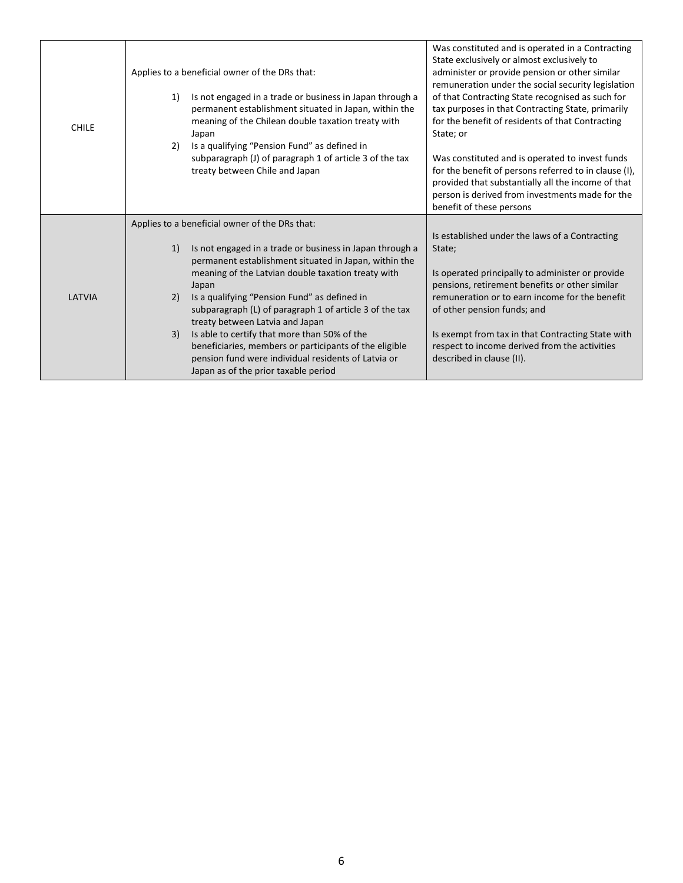| | | |
|---|---|---|
| CHILE | Applies to a beneficial owner of the DRs that:<br><br>1) Is not engaged in a trade or business in Japan through a permanent establishment situated in Japan, within the meaning of the Chilean double taxation treaty with Japan<br>2) Is a qualifying "Pension Fund" as defined in subparagraph (J) of paragraph 1 of article 3 of the tax treaty between Chile and Japan | Was constituted and is operated in a Contracting State exclusively or almost exclusively to administer or provide pension or other similar remuneration under the social security legislation of that Contracting State recognised as such for tax purposes in that Contracting State, primarily for the benefit of residents of that Contracting State; or<br><br>Was constituted and is operated to invest funds for the benefit of persons referred to in clause (I), provided that substantially all the income of that person is derived from investments made for the benefit of these persons |
| LATVIA | Applies to a beneficial owner of the DRs that:<br><br>1) Is not engaged in a trade or business in Japan through a permanent establishment situated in Japan, within the meaning of the Latvian double taxation treaty with Japan<br>2) Is a qualifying "Pension Fund" as defined in subparagraph (L) of paragraph 1 of article 3 of the tax treaty between Latvia and Japan<br>3) Is able to certify that more than 50% of the beneficiaries, members or participants of the eligible pension fund were individual residents of Latvia or Japan as of the prior taxable period | Is established under the laws of a Contracting State;<br><br>Is operated principally to administer or provide pensions, retirement benefits or other similar remuneration or to earn income for the benefit of other pension funds; and<br><br>Is exempt from tax in that Contracting State with respect to income derived from the activities described in clause (II). |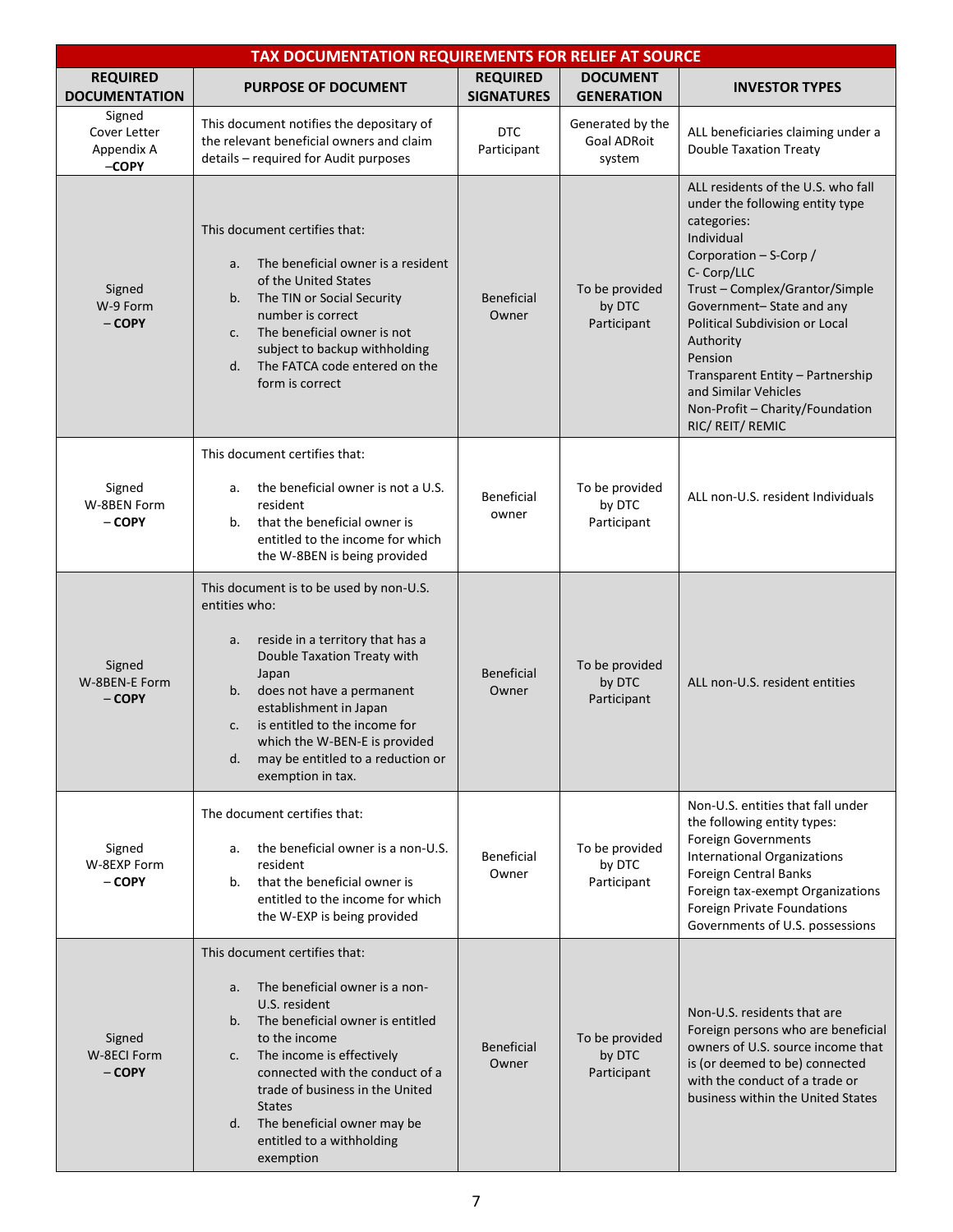| TAX DOCUMENTATION REQUIREMENTS FOR RELIEF AT SOURCE | | | | |
|---|---|---|---|---|
| **REQUIRED DOCUMENTATION** | **PURPOSE OF DOCUMENT** | **REQUIRED SIGNATURES** | **DOCUMENT GENERATION** | **INVESTOR TYPES** |
| Signed Cover Letter Appendix A –**COPY** | This document notifies the depositary of the relevant beneficial owners and claim details – required for Audit purposes | DTC Participant | Generated by the Goal ADRoit system | ALL beneficiaries claiming under a Double Taxation Treaty |
| Signed W-9 Form – **COPY** | This document certifies that:<br>a. The beneficial owner is a resident of the United States<br>b. The TIN or Social Security number is correct<br>c. The beneficial owner is not subject to backup withholding<br>d. The FATCA code entered on the form is correct | Beneficial Owner | To be provided by DTC Participant | ALL residents of the U.S. who fall under the following entity type categories:<br>Individual<br>Corporation – S-Corp / C- Corp/LLC<br>Trust – Complex/Grantor/Simple<br>Government– State and any Political Subdivision or Local Authority<br>Pension<br>Transparent Entity – Partnership and Similar Vehicles<br>Non-Profit – Charity/Foundation<br>RIC/ REIT/ REMIC |
| Signed W-8BEN Form – **COPY** | This document certifies that:<br>a. the beneficial owner is not a U.S. resident<br>b. that the beneficial owner is entitled to the income for which the W-8BEN is being provided | Beneficial owner | To be provided by DTC Participant | ALL non-U.S. resident Individuals |
| Signed W-8BEN-E Form – **COPY** | This document is to be used by non-U.S. entities who:<br>a. reside in a territory that has a Double Taxation Treaty with Japan<br>b. does not have a permanent establishment in Japan<br>c. is entitled to the income for which the W-BEN-E is provided<br>d. may be entitled to a reduction or exemption in tax. | Beneficial Owner | To be provided by DTC Participant | ALL non-U.S. resident entities |
| Signed W-8EXP Form – **COPY** | The document certifies that:<br>a. the beneficial owner is a non-U.S. resident<br>b. that the beneficial owner is entitled to the income for which the W-EXP is being provided | Beneficial Owner | To be provided by DTC Participant | Non-U.S. entities that fall under the following entity types:<br>Foreign Governments<br>International Organizations<br>Foreign Central Banks<br>Foreign tax-exempt Organizations<br>Foreign Private Foundations<br>Governments of U.S. possessions |
| Signed W-8ECI Form – **COPY** | This document certifies that:<br>a. The beneficial owner is a non-U.S. resident<br>b. The beneficial owner is entitled to the income<br>c. The income is effectively connected with the conduct of a trade of business in the United States<br>d. The beneficial owner may be entitled to a withholding exemption | Beneficial Owner | To be provided by DTC Participant | Non-U.S. residents that are Foreign persons who are beneficial owners of U.S. source income that is (or deemed to be) connected with the conduct of a trade or business within the United States |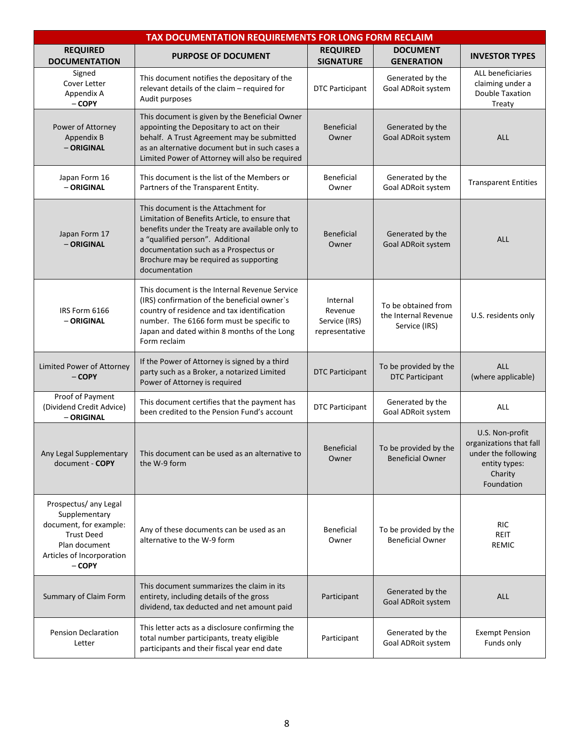| TAX DOCUMENTATION REQUIREMENTS FOR LONG FORM RECLAIM | | | | |
|---|---|---|---|---|
| **REQUIRED DOCUMENTATION** | **PURPOSE OF DOCUMENT** | **REQUIRED SIGNATURE** | **DOCUMENT GENERATION** | **INVESTOR TYPES** |
| Signed Cover Letter Appendix A – **COPY** | This document notifies the depositary of the relevant details of the claim – required for Audit purposes | DTC Participant | Generated by the Goal ADRoit system | ALL beneficiaries claiming under a Double Taxation Treaty |
| Power of Attorney Appendix B – **ORIGINAL** | This document is given by the Beneficial Owner appointing the Depositary to act on their behalf. A Trust Agreement may be submitted as an alternative document but in such cases a Limited Power of Attorney will also be required | Beneficial Owner | Generated by the Goal ADRoit system | ALL |
| Japan Form 16 – **ORIGINAL** | This document is the list of the Members or Partners of the Transparent Entity. | Beneficial Owner | Generated by the Goal ADRoit system | Transparent Entities |
| Japan Form 17 – **ORIGINAL** | This document is the Attachment for Limitation of Benefits Article, to ensure that benefits under the Treaty are available only to a "qualified person". Additional documentation such as a Prospectus or Brochure may be required as supporting documentation | Beneficial Owner | Generated by the Goal ADRoit system | ALL |
| IRS Form 6166 – **ORIGINAL** | This document is the Internal Revenue Service (IRS) confirmation of the beneficial owner`s country of residence and tax identification number. The 6166 form must be specific to Japan and dated within 8 months of the Long Form reclaim | Internal Revenue Service (IRS) representative | To be obtained from the Internal Revenue Service (IRS) | U.S. residents only |
| Limited Power of Attorney – **COPY** | If the Power of Attorney is signed by a third party such as a Broker, a notarized Limited Power of Attorney is required | DTC Participant | To be provided by the DTC Participant | ALL (where applicable) |
| Proof of Payment (Dividend Credit Advice) – **ORIGINAL** | This document certifies that the payment has been credited to the Pension Fund's account | DTC Participant | Generated by the Goal ADRoit system | ALL |
| Any Legal Supplementary document - **COPY** | This document can be used as an alternative to the W-9 form | Beneficial Owner | To be provided by the Beneficial Owner | U.S. Non-profit organizations that fall under the following entity types: Charity Foundation |
| Prospectus/ any Legal Supplementary document, for example: Trust Deed Plan document Articles of Incorporation – **COPY** | Any of these documents can be used as an alternative to the W-9 form | Beneficial Owner | To be provided by the Beneficial Owner | RIC REIT REMIC |
| Summary of Claim Form | This document summarizes the claim in its entirety, including details of the gross dividend, tax deducted and net amount paid | Participant | Generated by the Goal ADRoit system | ALL |
| Pension Declaration Letter | This letter acts as a disclosure confirming the total number participants, treaty eligible participants and their fiscal year end date | Participant | Generated by the Goal ADRoit system | Exempt Pension Funds only |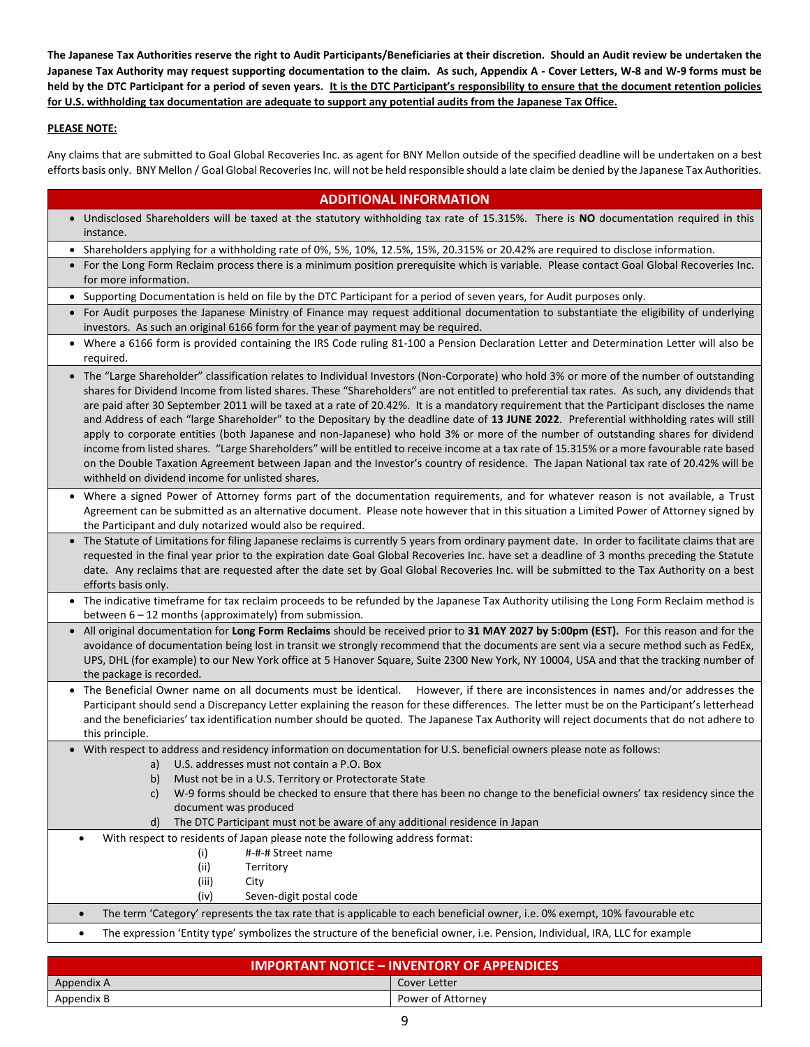**The Japanese Tax Authorities reserve the right to Audit Participants/Beneficiaries at their discretion. Should an Audit review be undertaken the Japanese Tax Authority may request supporting documentation to the claim. As such, Appendix A - Cover Letters, W-8 and W-9 forms must be held by the DTC Participant for a period of seven years. It is the DTC Participant's responsibility to ensure that the document retention policies for U.S. withholding tax documentation are adequate to support any potential audits from the Japanese Tax Office.**

**PLEASE NOTE:**

Any claims that are submitted to Goal Global Recoveries Inc. as agent for BNY Mellon outside of the specified deadline will be undertaken on a best efforts basis only. BNY Mellon / Goal Global Recoveries Inc. will not be held responsible should a late claim be denied by the Japanese Tax Authorities.

## ADDITIONAL INFORMATION

- Undisclosed Shareholders will be taxed at the statutory withholding tax rate of 15.315%. There is **NO** documentation required in this instance.
- Shareholders applying for a withholding rate of 0%, 5%, 10%, 12.5%, 15%, 20.315% or 20.42% are required to disclose information.
- For the Long Form Reclaim process there is a minimum position prerequisite which is variable. Please contact Goal Global Recoveries Inc. for more information.
- Supporting Documentation is held on file by the DTC Participant for a period of seven years, for Audit purposes only.
- For Audit purposes the Japanese Ministry of Finance may request additional documentation to substantiate the eligibility of underlying investors. As such an original 6166 form for the year of payment may be required.
- Where a 6166 form is provided containing the IRS Code ruling 81-100 a Pension Declaration Letter and Determination Letter will also be required.
- The "Large Shareholder" classification relates to Individual Investors (Non-Corporate) who hold 3% or more of the number of outstanding shares for Dividend Income from listed shares. These "Shareholders" are not entitled to preferential tax rates. As such, any dividends that are paid after 30 September 2011 will be taxed at a rate of 20.42%. It is a mandatory requirement that the Participant discloses the name and Address of each "large Shareholder" to the Depositary by the deadline date of **13 JUNE 2022**. Preferential withholding rates will still apply to corporate entities (both Japanese and non-Japanese) who hold 3% or more of the number of outstanding shares for dividend income from listed shares. "Large Shareholders" will be entitled to receive income at a tax rate of 15.315% or a more favourable rate based on the Double Taxation Agreement between Japan and the Investor's country of residence. The Japan National tax rate of 20.42% will be withheld on dividend income for unlisted shares.
- Where a signed Power of Attorney forms part of the documentation requirements, and for whatever reason is not available, a Trust Agreement can be submitted as an alternative document. Please note however that in this situation a Limited Power of Attorney signed by the Participant and duly notarized would also be required.
- The Statute of Limitations for filing Japanese reclaims is currently 5 years from ordinary payment date. In order to facilitate claims that are requested in the final year prior to the expiration date Goal Global Recoveries Inc. have set a deadline of 3 months preceding the Statute date. Any reclaims that are requested after the date set by Goal Global Recoveries Inc. will be submitted to the Tax Authority on a best efforts basis only.
- The indicative timeframe for tax reclaim proceeds to be refunded by the Japanese Tax Authority utilising the Long Form Reclaim method is between 6 – 12 months (approximately) from submission.
- All original documentation for **Long Form Reclaims** should be received prior to **31 MAY 2027 by 5:00pm (EST).** For this reason and for the avoidance of documentation being lost in transit we strongly recommend that the documents are sent via a secure method such as FedEx, UPS, DHL (for example) to our New York office at 5 Hanover Square, Suite 2300 New York, NY 10004, USA and that the tracking number of the package is recorded.
- The Beneficial Owner name on all documents must be identical. However, if there are inconsistences in names and/or addresses the Participant should send a Discrepancy Letter explaining the reason for these differences. The letter must be on the Participant's letterhead and the beneficiaries' tax identification number should be quoted. The Japanese Tax Authority will reject documents that do not adhere to this principle.
- With respect to address and residency information on documentation for U.S. beneficial owners please note as follows:
  - a) U.S. addresses must not contain a P.O. Box
  - b) Must not be in a U.S. Territory or Protectorate State
  - c) W-9 forms should be checked to ensure that there has been no change to the beneficial owners' tax residency since the document was produced
  - d) The DTC Participant must not be aware of any additional residence in Japan
- With respect to residents of Japan please note the following address format:
  - (i) #-#-# Street name
  - (ii) Territory
  - (iii) City
  - (iv) Seven-digit postal code
- The term 'Category' represents the tax rate that is applicable to each beneficial owner, i.e. 0% exempt, 10% favourable etc
- The expression 'Entity type' symbolizes the structure of the beneficial owner, i.e. Pension, Individual, IRA, LLC for example

| IMPORTANT NOTICE – INVENTORY OF APPENDICES | |
|---|---|
| Appendix A | Cover Letter |
| Appendix B | Power of Attorney |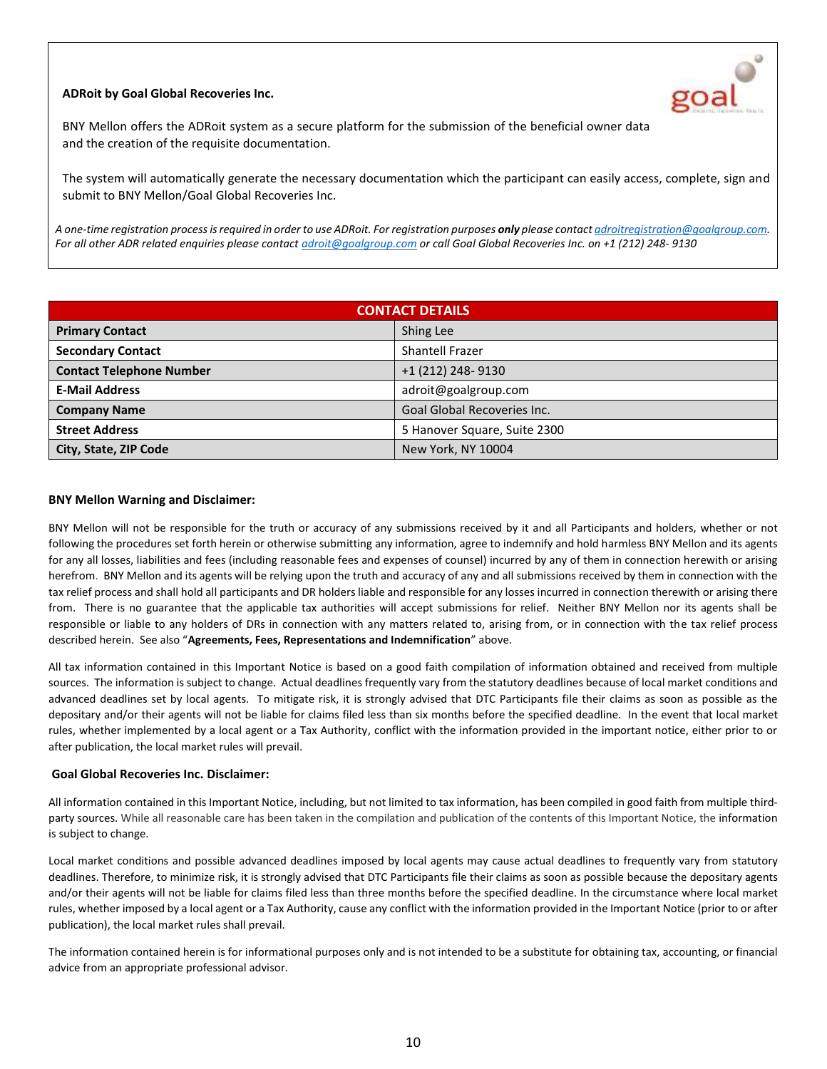**ADRoit by Goal Global Recoveries Inc.**

BNY Mellon offers the ADRoit system as a secure platform for the submission of the beneficial owner data and the creation of the requisite documentation.

The system will automatically generate the necessary documentation which the participant can easily access, complete, sign and submit to BNY Mellon/Goal Global Recoveries Inc.

*A one-time registration process is required in order to use ADRoit. For registration purposes **only** please contact adroitregistration@goalgroup.com. For all other ADR related enquiries please contact adroit@goalgroup.com or call Goal Global Recoveries Inc. on +1 (212) 248- 9130*

| CONTACT DETAILS | |
|---|---|
| **Primary Contact** | Shing Lee |
| **Secondary Contact** | Shantell Frazer |
| **Contact Telephone Number** | +1 (212) 248- 9130 |
| **E-Mail Address** | adroit@goalgroup.com |
| **Company Name** | Goal Global Recoveries Inc. |
| **Street Address** | 5 Hanover Square, Suite 2300 |
| **City, State, ZIP Code** | New York, NY 10004 |

**BNY Mellon Warning and Disclaimer:**

BNY Mellon will not be responsible for the truth or accuracy of any submissions received by it and all Participants and holders, whether or not following the procedures set forth herein or otherwise submitting any information, agree to indemnify and hold harmless BNY Mellon and its agents for any all losses, liabilities and fees (including reasonable fees and expenses of counsel) incurred by any of them in connection herewith or arising herefrom. BNY Mellon and its agents will be relying upon the truth and accuracy of any and all submissions received by them in connection with the tax relief process and shall hold all participants and DR holders liable and responsible for any losses incurred in connection therewith or arising there from. There is no guarantee that the applicable tax authorities will accept submissions for relief. Neither BNY Mellon nor its agents shall be responsible or liable to any holders of DRs in connection with any matters related to, arising from, or in connection with the tax relief process described herein. See also "**Agreements, Fees, Representations and Indemnification**" above.

All tax information contained in this Important Notice is based on a good faith compilation of information obtained and received from multiple sources. The information is subject to change. Actual deadlines frequently vary from the statutory deadlines because of local market conditions and advanced deadlines set by local agents. To mitigate risk, it is strongly advised that DTC Participants file their claims as soon as possible as the depositary and/or their agents will not be liable for claims filed less than six months before the specified deadline. In the event that local market rules, whether implemented by a local agent or a Tax Authority, conflict with the information provided in the important notice, either prior to or after publication, the local market rules will prevail.

**Goal Global Recoveries Inc. Disclaimer:**

All information contained in this Important Notice, including, but not limited to tax information, has been compiled in good faith from multiple third-party sources. While all reasonable care has been taken in the compilation and publication of the contents of this Important Notice, the information is subject to change.

Local market conditions and possible advanced deadlines imposed by local agents may cause actual deadlines to frequently vary from statutory deadlines. Therefore, to minimize risk, it is strongly advised that DTC Participants file their claims as soon as possible because the depositary agents and/or their agents will not be liable for claims filed less than three months before the specified deadline. In the circumstance where local market rules, whether imposed by a local agent or a Tax Authority, cause any conflict with the information provided in the Important Notice (prior to or after publication), the local market rules shall prevail.

The information contained herein is for informational purposes only and is not intended to be a substitute for obtaining tax, accounting, or financial advice from an appropriate professional advisor.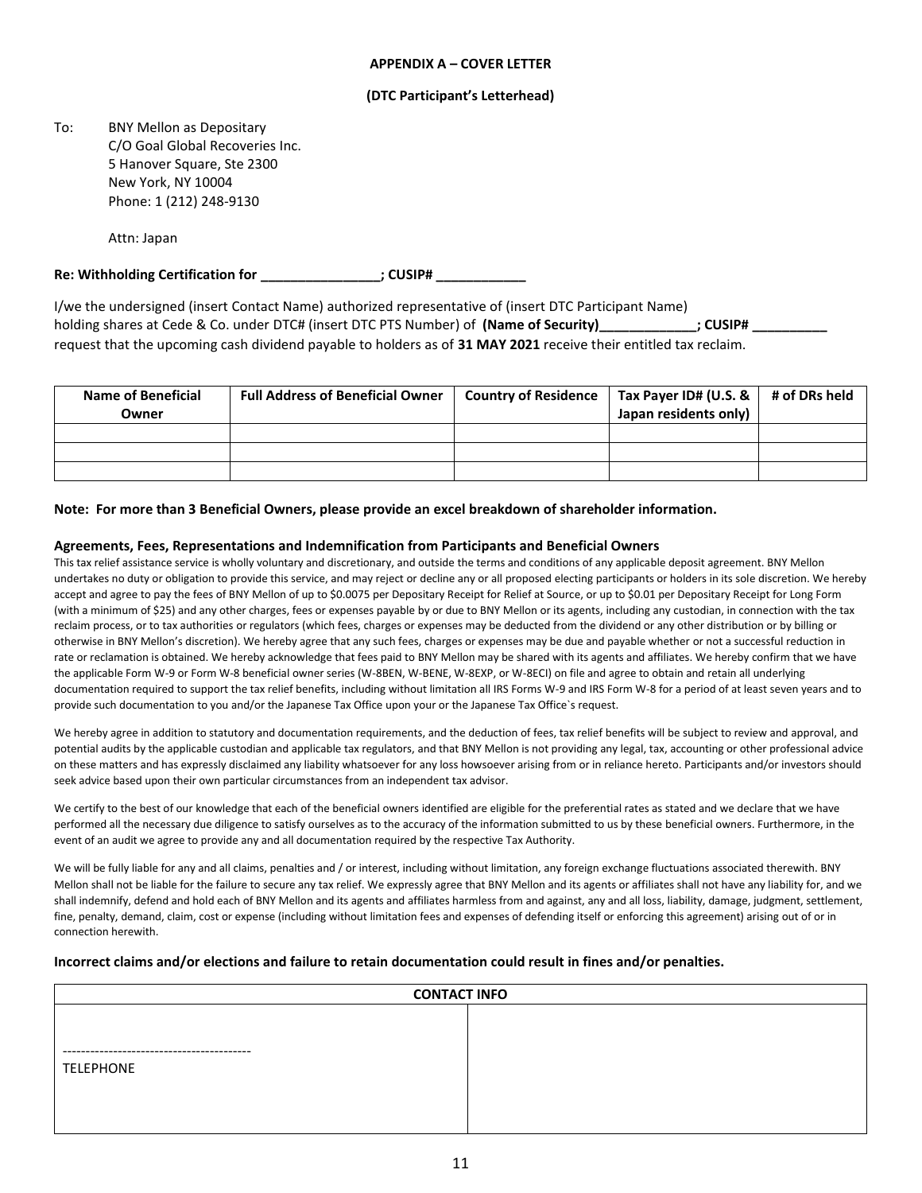**APPENDIX A – COVER LETTER**

**(DTC Participant's Letterhead)**

To: BNY Mellon as Depositary
C/O Goal Global Recoveries Inc.
5 Hanover Square, Ste 2300
New York, NY 10004
Phone: 1 (212) 248-9130

Attn: Japan

**Re: Withholding Certification for ________________; CUSIP# ____________**

I/we the undersigned (insert Contact Name) authorized representative of (insert DTC Participant Name) holding shares at Cede & Co. under DTC# (insert DTC PTS Number) of **(Name of Security)_____________; CUSIP# __________** request that the upcoming cash dividend payable to holders as of **31 MAY 2021** receive their entitled tax reclaim.

| Name of Beneficial Owner | Full Address of Beneficial Owner | Country of Residence | Tax Payer ID# (U.S. & Japan residents only) | # of DRs held |
|---|---|---|---|---|
| | | | | |
| | | | | |
| | | | | |

**Note: For more than 3 Beneficial Owners, please provide an excel breakdown of shareholder information.**

**Agreements, Fees, Representations and Indemnification from Participants and Beneficial Owners**

This tax relief assistance service is wholly voluntary and discretionary, and outside the terms and conditions of any applicable deposit agreement. BNY Mellon undertakes no duty or obligation to provide this service, and may reject or decline any or all proposed electing participants or holders in its sole discretion. We hereby accept and agree to pay the fees of BNY Mellon of up to $0.0075 per Depositary Receipt for Relief at Source, or up to $0.01 per Depositary Receipt for Long Form (with a minimum of $25) and any other charges, fees or expenses payable by or due to BNY Mellon or its agents, including any custodian, in connection with the tax reclaim process, or to tax authorities or regulators (which fees, charges or expenses may be deducted from the dividend or any other distribution or by billing or otherwise in BNY Mellon's discretion). We hereby agree that any such fees, charges or expenses may be due and payable whether or not a successful reduction in rate or reclamation is obtained. We hereby acknowledge that fees paid to BNY Mellon may be shared with its agents and affiliates. We hereby confirm that we have the applicable Form W-9 or Form W-8 beneficial owner series (W-8BEN, W-BENE, W-8EXP, or W-8ECI) on file and agree to obtain and retain all underlying documentation required to support the tax relief benefits, including without limitation all IRS Forms W-9 and IRS Form W-8 for a period of at least seven years and to provide such documentation to you and/or the Japanese Tax Office upon your or the Japanese Tax Office`s request.

We hereby agree in addition to statutory and documentation requirements, and the deduction of fees, tax relief benefits will be subject to review and approval, and potential audits by the applicable custodian and applicable tax regulators, and that BNY Mellon is not providing any legal, tax, accounting or other professional advice on these matters and has expressly disclaimed any liability whatsoever for any loss howsoever arising from or in reliance hereto. Participants and/or investors should seek advice based upon their own particular circumstances from an independent tax advisor.

We certify to the best of our knowledge that each of the beneficial owners identified are eligible for the preferential rates as stated and we declare that we have performed all the necessary due diligence to satisfy ourselves as to the accuracy of the information submitted to us by these beneficial owners. Furthermore, in the event of an audit we agree to provide any and all documentation required by the respective Tax Authority.

We will be fully liable for any and all claims, penalties and / or interest, including without limitation, any foreign exchange fluctuations associated therewith. BNY Mellon shall not be liable for the failure to secure any tax relief. We expressly agree that BNY Mellon and its agents or affiliates shall not have any liability for, and we shall indemnify, defend and hold each of BNY Mellon and its agents and affiliates harmless from and against, any and all loss, liability, damage, judgment, settlement, fine, penalty, demand, claim, cost or expense (including without limitation fees and expenses of defending itself or enforcing this agreement) arising out of or in connection herewith.

**Incorrect claims and/or elections and failure to retain documentation could result in fines and/or penalties.**

| CONTACT INFO | |
|---|---|
| ----------------------------------------- TELEPHONE | |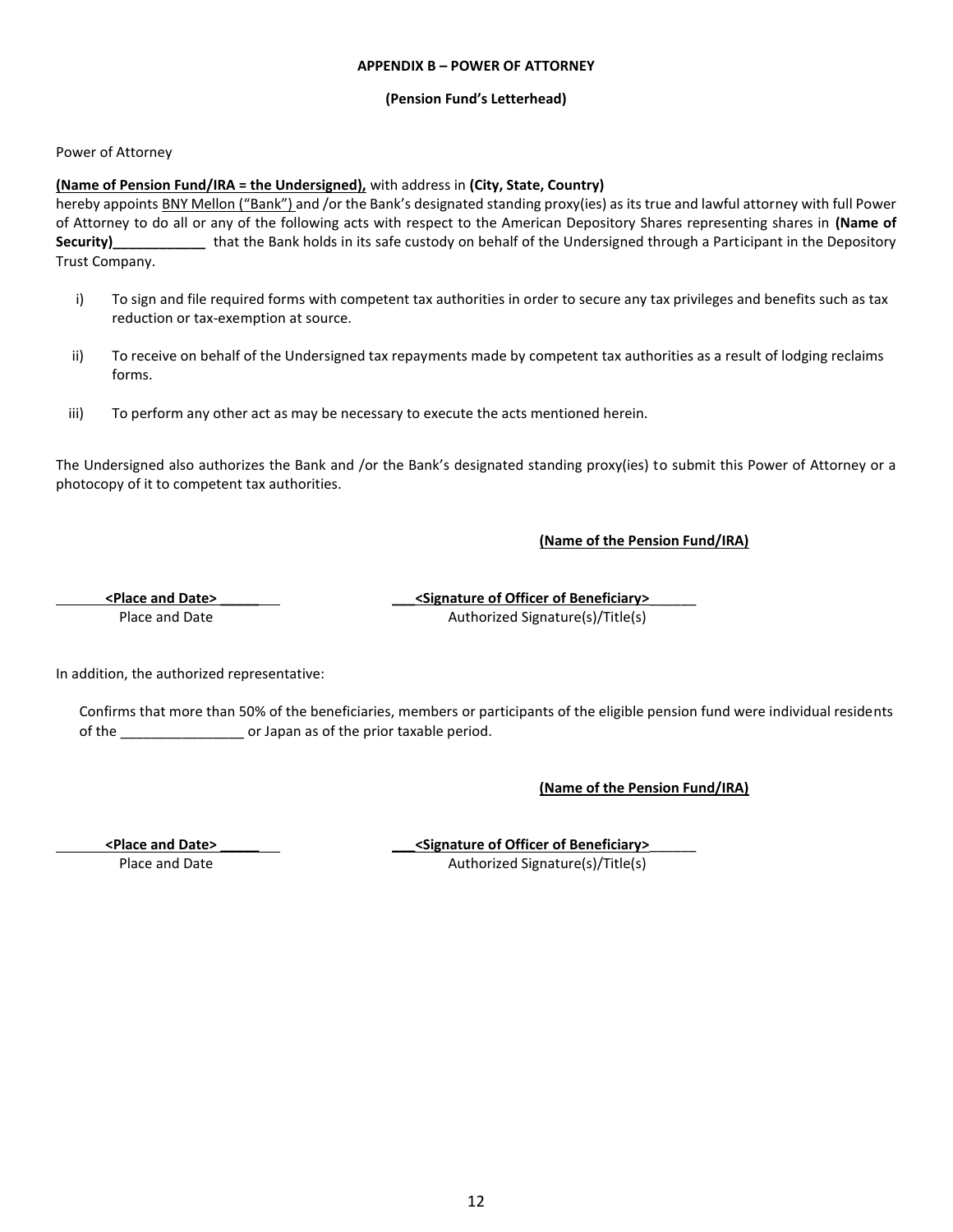**APPENDIX B – POWER OF ATTORNEY**

**(Pension Fund's Letterhead)**

Power of Attorney

**(Name of Pension Fund/IRA = the Undersigned),** with address in **(City, State, Country)** hereby appoints BNY Mellon ("Bank") and /or the Bank's designated standing proxy(ies) as its true and lawful attorney with full Power of Attorney to do all or any of the following acts with respect to the American Depository Shares representing shares in **(Name of Security)____________** that the Bank holds in its safe custody on behalf of the Undersigned through a Participant in the Depository Trust Company.

i) To sign and file required forms with competent tax authorities in order to secure any tax privileges and benefits such as tax reduction or tax-exemption at source.

ii) To receive on behalf of the Undersigned tax repayments made by competent tax authorities as a result of lodging reclaims forms.

iii) To perform any other act as may be necessary to execute the acts mentioned herein.

The Undersigned also authorizes the Bank and /or the Bank's designated standing proxy(ies) to submit this Power of Attorney or a photocopy of it to competent tax authorities.

**(Name of the Pension Fund/IRA)**

**<Place and Date>** _____ 
Place and Date

___**<Signature of Officer of Beneficiary>**______ 
Authorized Signature(s)/Title(s)

In addition, the authorized representative:

Confirms that more than 50% of the beneficiaries, members or participants of the eligible pension fund were individual residents of the ________________ or Japan as of the prior taxable period.

**(Name of the Pension Fund/IRA)**

**<Place and Date>** _____ 
Place and Date

___**<Signature of Officer of Beneficiary>**______ 
Authorized Signature(s)/Title(s)